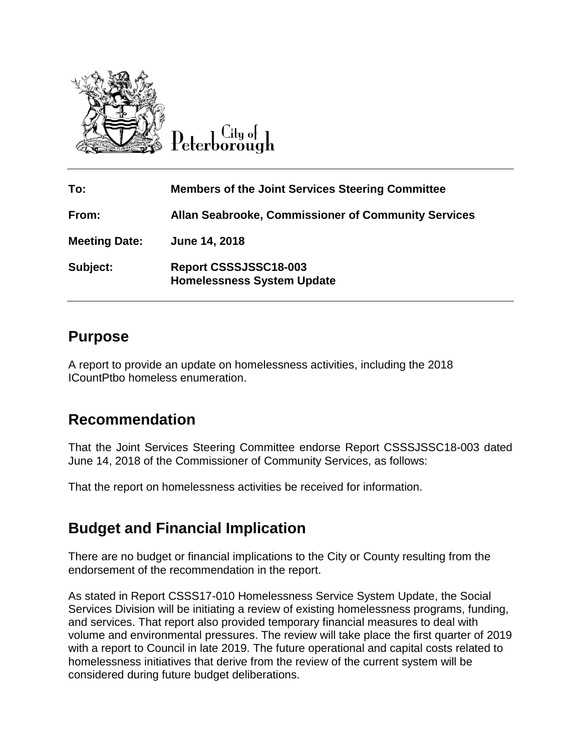City of Peterborough

| | |
|---|---|
| **To:** | **Members of the Joint Services Steering Committee** |
| **From:** | **Allan Seabrooke, Commissioner of Community Services** |
| **Meeting Date:** | **June 14, 2018** |
| **Subject:** | **Report CSSSJSSC18-003**<br>**Homelessness System Update** |

## Purpose

A report to provide an update on homelessness activities, including the 2018 ICountPtbo homeless enumeration.

## Recommendation

That the Joint Services Steering Committee endorse Report CSSSJSSC18-003 dated June 14, 2018 of the Commissioner of Community Services, as follows:

That the report on homelessness activities be received for information.

## Budget and Financial Implication

There are no budget or financial implications to the City or County resulting from the endorsement of the recommendation in the report.

As stated in Report CSSS17-010 Homelessness Service System Update, the Social Services Division will be initiating a review of existing homelessness programs, funding, and services. That report also provided temporary financial measures to deal with volume and environmental pressures. The review will take place the first quarter of 2019 with a report to Council in late 2019. The future operational and capital costs related to homelessness initiatives that derive from the review of the current system will be considered during future budget deliberations.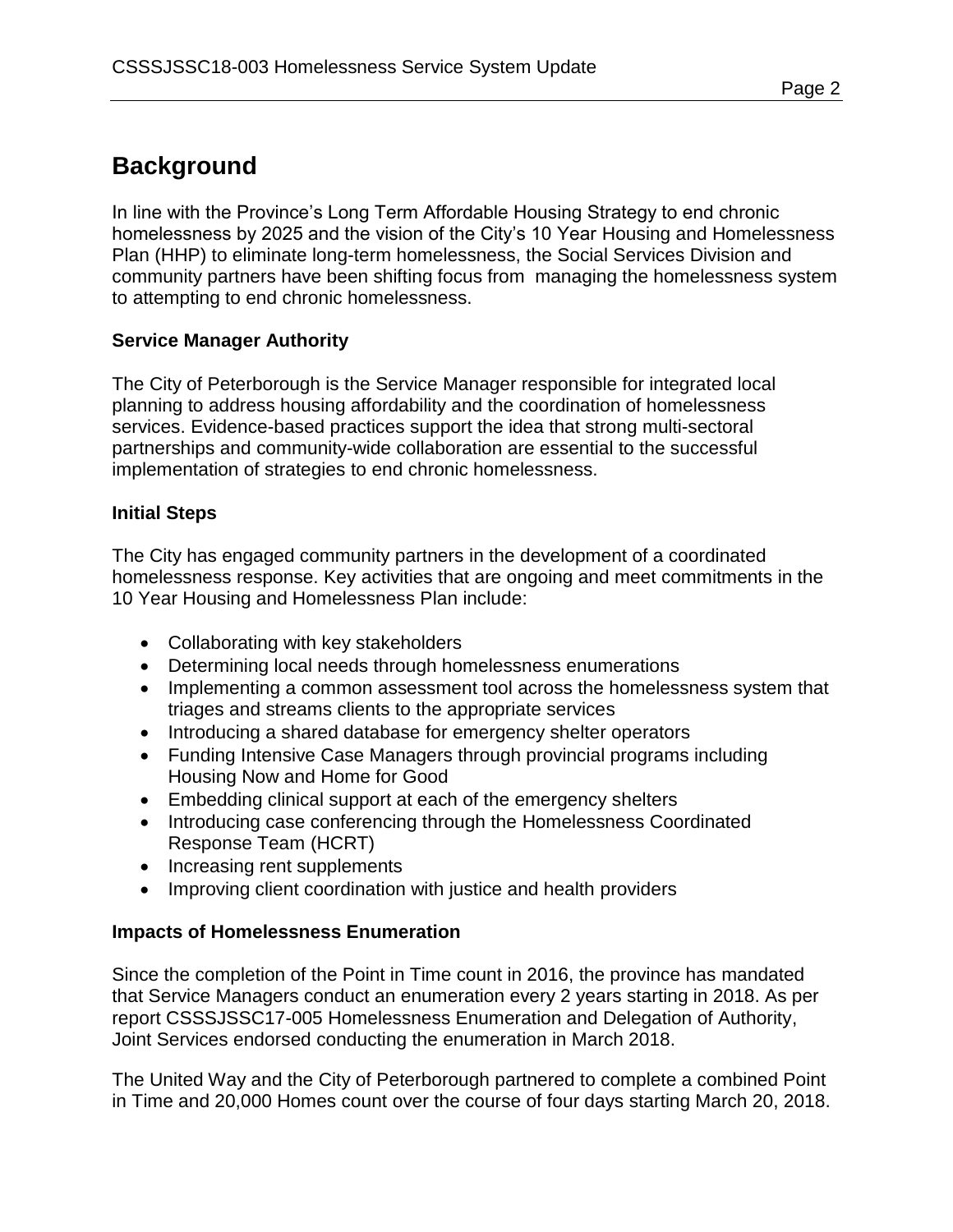## Background

In line with the Province's Long Term Affordable Housing Strategy to end chronic homelessness by 2025 and the vision of the City's 10 Year Housing and Homelessness Plan (HHP) to eliminate long-term homelessness, the Social Services Division and community partners have been shifting focus from managing the homelessness system to attempting to end chronic homelessness.

### Service Manager Authority

The City of Peterborough is the Service Manager responsible for integrated local planning to address housing affordability and the coordination of homelessness services. Evidence-based practices support the idea that strong multi-sectoral partnerships and community-wide collaboration are essential to the successful implementation of strategies to end chronic homelessness.

### Initial Steps

The City has engaged community partners in the development of a coordinated homelessness response. Key activities that are ongoing and meet commitments in the 10 Year Housing and Homelessness Plan include:

- Collaborating with key stakeholders
- Determining local needs through homelessness enumerations
- Implementing a common assessment tool across the homelessness system that triages and streams clients to the appropriate services
- Introducing a shared database for emergency shelter operators
- Funding Intensive Case Managers through provincial programs including Housing Now and Home for Good
- Embedding clinical support at each of the emergency shelters
- Introducing case conferencing through the Homelessness Coordinated Response Team (HCRT)
- Increasing rent supplements
- Improving client coordination with justice and health providers

### Impacts of Homelessness Enumeration

Since the completion of the Point in Time count in 2016, the province has mandated that Service Managers conduct an enumeration every 2 years starting in 2018. As per report CSSSJSSC17-005 Homelessness Enumeration and Delegation of Authority, Joint Services endorsed conducting the enumeration in March 2018.

The United Way and the City of Peterborough partnered to complete a combined Point in Time and 20,000 Homes count over the course of four days starting March 20, 2018.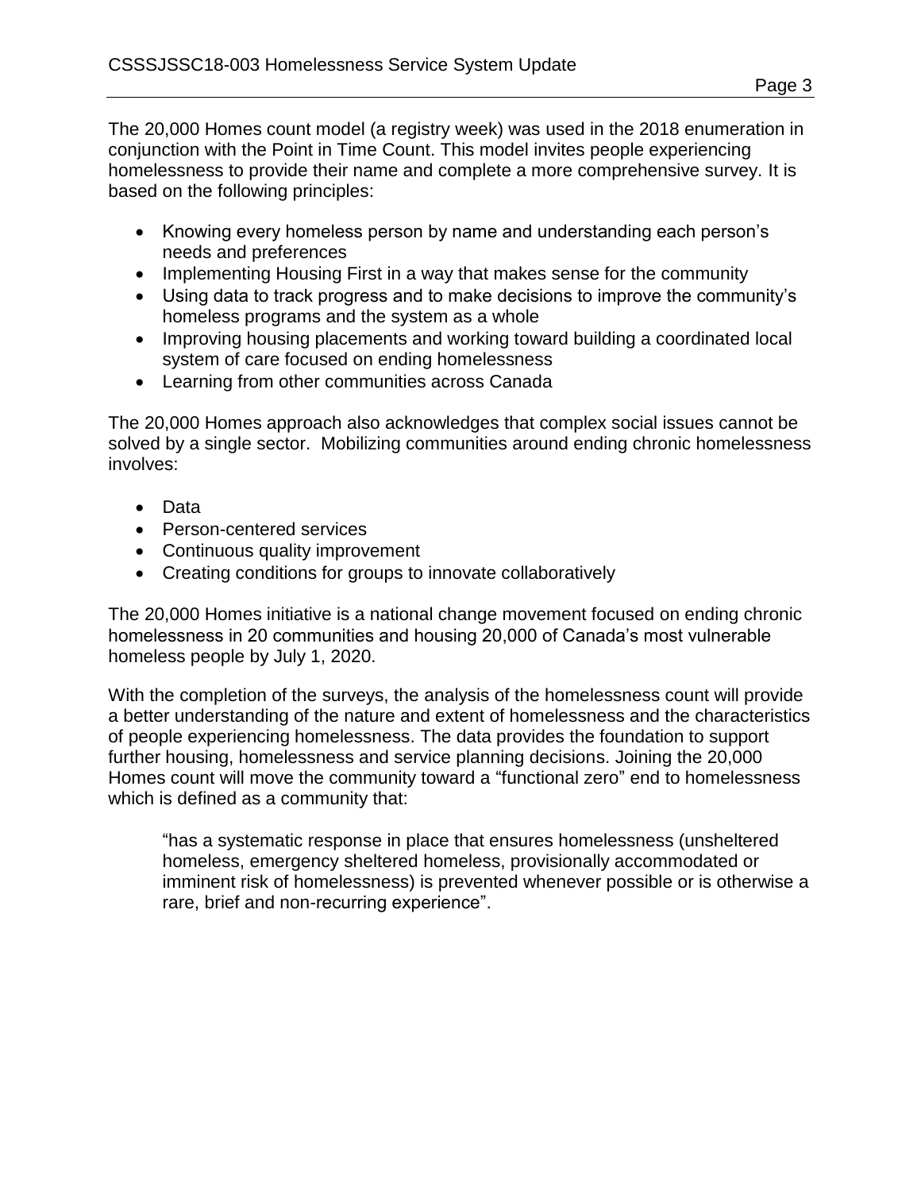The 20,000 Homes count model (a registry week) was used in the 2018 enumeration in conjunction with the Point in Time Count. This model invites people experiencing homelessness to provide their name and complete a more comprehensive survey. It is based on the following principles:

- Knowing every homeless person by name and understanding each person's needs and preferences
- Implementing Housing First in a way that makes sense for the community
- Using data to track progress and to make decisions to improve the community's homeless programs and the system as a whole
- Improving housing placements and working toward building a coordinated local system of care focused on ending homelessness
- Learning from other communities across Canada

The 20,000 Homes approach also acknowledges that complex social issues cannot be solved by a single sector. Mobilizing communities around ending chronic homelessness involves:

- Data
- Person-centered services
- Continuous quality improvement
- Creating conditions for groups to innovate collaboratively

The 20,000 Homes initiative is a national change movement focused on ending chronic homelessness in 20 communities and housing 20,000 of Canada's most vulnerable homeless people by July 1, 2020.

With the completion of the surveys, the analysis of the homelessness count will provide a better understanding of the nature and extent of homelessness and the characteristics of people experiencing homelessness. The data provides the foundation to support further housing, homelessness and service planning decisions. Joining the 20,000 Homes count will move the community toward a "functional zero" end to homelessness which is defined as a community that:

> "has a systematic response in place that ensures homelessness (unsheltered homeless, emergency sheltered homeless, provisionally accommodated or imminent risk of homelessness) is prevented whenever possible or is otherwise a rare, brief and non-recurring experience".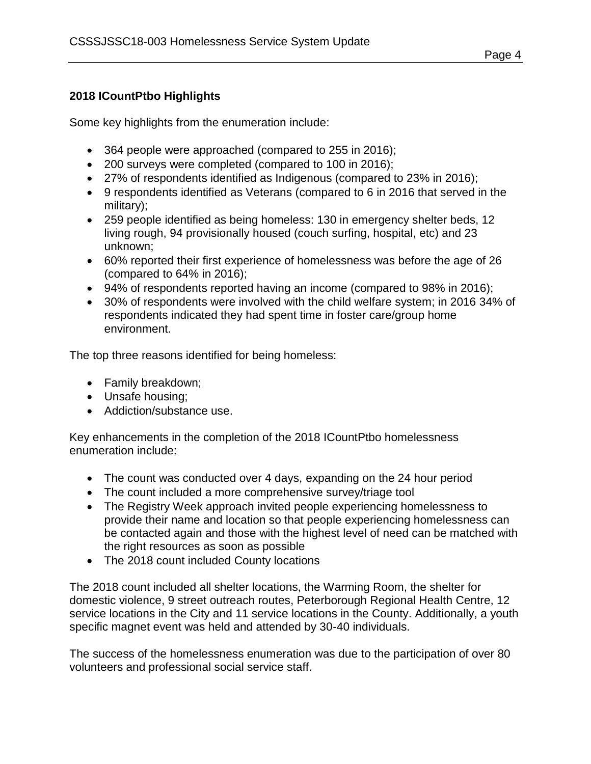**2018 ICountPtbo Highlights**

Some key highlights from the enumeration include:

- 364 people were approached (compared to 255 in 2016);
- 200 surveys were completed (compared to 100 in 2016);
- 27% of respondents identified as Indigenous (compared to 23% in 2016);
- 9 respondents identified as Veterans (compared to 6 in 2016 that served in the military);
- 259 people identified as being homeless: 130 in emergency shelter beds, 12 living rough, 94 provisionally housed (couch surfing, hospital, etc) and 23 unknown;
- 60% reported their first experience of homelessness was before the age of 26 (compared to 64% in 2016);
- 94% of respondents reported having an income (compared to 98% in 2016);
- 30% of respondents were involved with the child welfare system; in 2016 34% of respondents indicated they had spent time in foster care/group home environment.

The top three reasons identified for being homeless:

- Family breakdown;
- Unsafe housing;
- Addiction/substance use.

Key enhancements in the completion of the 2018 ICountPtbo homelessness enumeration include:

- The count was conducted over 4 days, expanding on the 24 hour period
- The count included a more comprehensive survey/triage tool
- The Registry Week approach invited people experiencing homelessness to provide their name and location so that people experiencing homelessness can be contacted again and those with the highest level of need can be matched with the right resources as soon as possible
- The 2018 count included County locations

The 2018 count included all shelter locations, the Warming Room, the shelter for domestic violence, 9 street outreach routes, Peterborough Regional Health Centre, 12 service locations in the City and 11 service locations in the County. Additionally, a youth specific magnet event was held and attended by 30-40 individuals.

The success of the homelessness enumeration was due to the participation of over 80 volunteers and professional social service staff.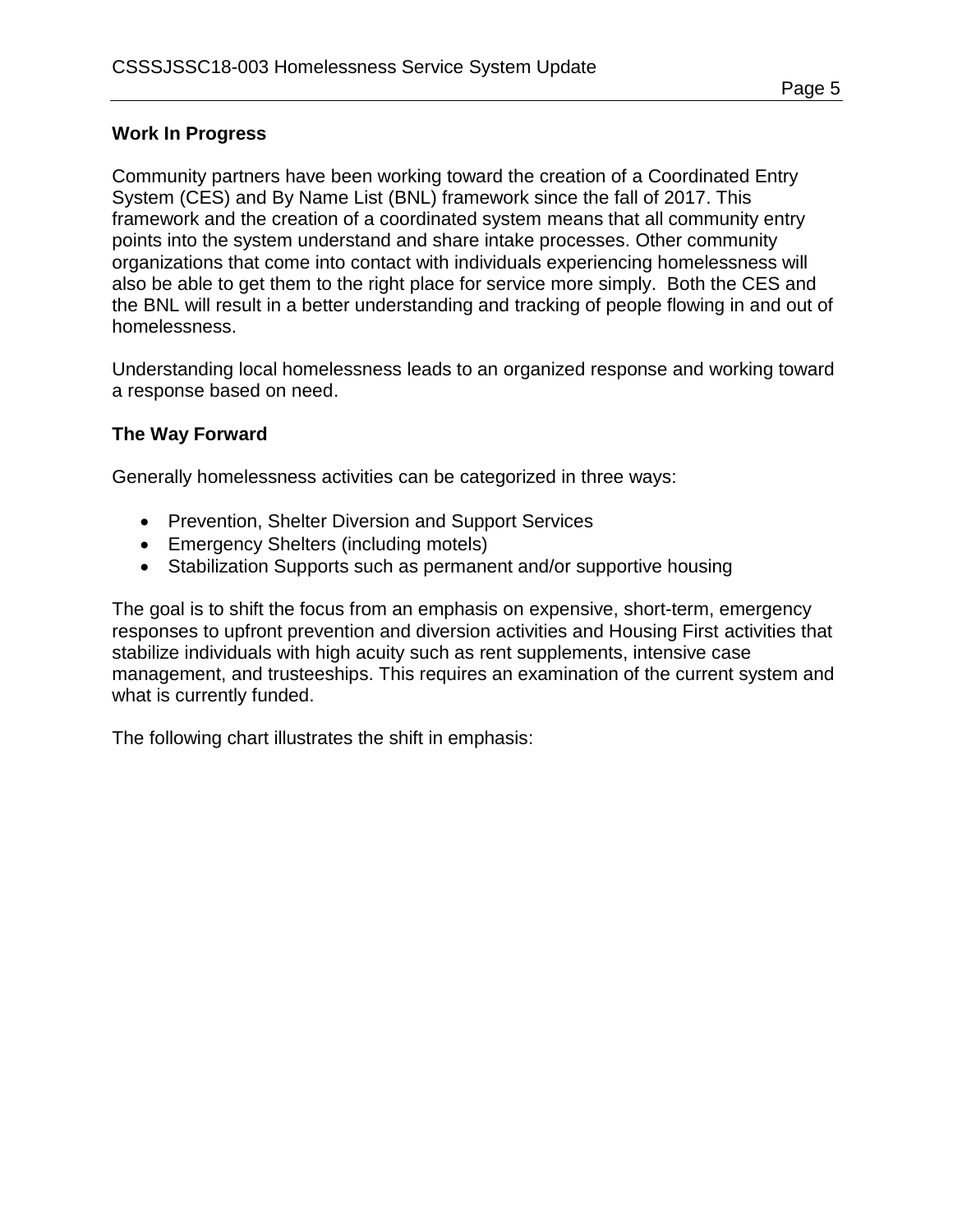**Work In Progress**

Community partners have been working toward the creation of a Coordinated Entry System (CES) and By Name List (BNL) framework since the fall of 2017. This framework and the creation of a coordinated system means that all community entry points into the system understand and share intake processes. Other community organizations that come into contact with individuals experiencing homelessness will also be able to get them to the right place for service more simply. Both the CES and the BNL will result in a better understanding and tracking of people flowing in and out of homelessness.

Understanding local homelessness leads to an organized response and working toward a response based on need.

**The Way Forward**

Generally homelessness activities can be categorized in three ways:

- Prevention, Shelter Diversion and Support Services
- Emergency Shelters (including motels)
- Stabilization Supports such as permanent and/or supportive housing

The goal is to shift the focus from an emphasis on expensive, short-term, emergency responses to upfront prevention and diversion activities and Housing First activities that stabilize individuals with high acuity such as rent supplements, intensive case management, and trusteeships. This requires an examination of the current system and what is currently funded.

The following chart illustrates the shift in emphasis: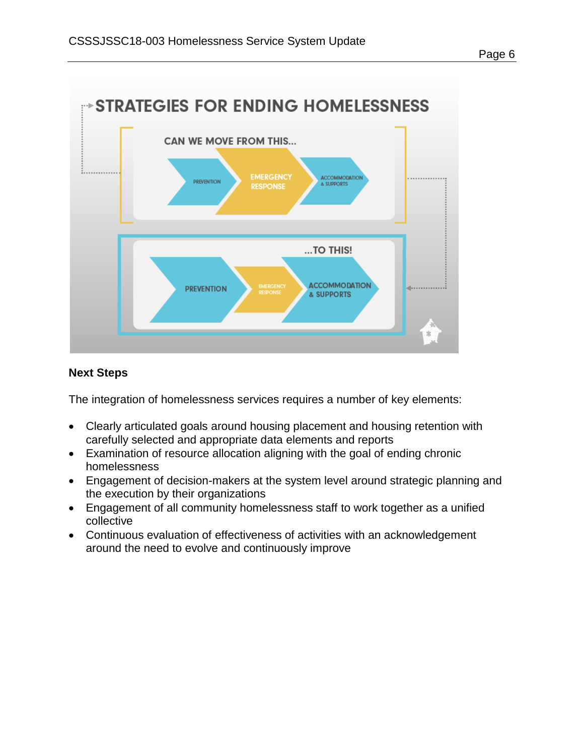## STRATEGIES FOR ENDING HOMELESSNESS

CAN WE MOVE FROM THIS...

PREVENTION → EMERGENCY RESPONSE → ACCOMMODATION & SUPPORTS

...TO THIS!

PREVENTION → EMERGENCY RESPONSE → ACCOMMODATION & SUPPORTS

**Next Steps**

The integration of homelessness services requires a number of key elements:

- Clearly articulated goals around housing placement and housing retention with carefully selected and appropriate data elements and reports
- Examination of resource allocation aligning with the goal of ending chronic homelessness
- Engagement of decision-makers at the system level around strategic planning and the execution by their organizations
- Engagement of all community homelessness staff to work together as a unified collective
- Continuous evaluation of effectiveness of activities with an acknowledgement around the need to evolve and continuously improve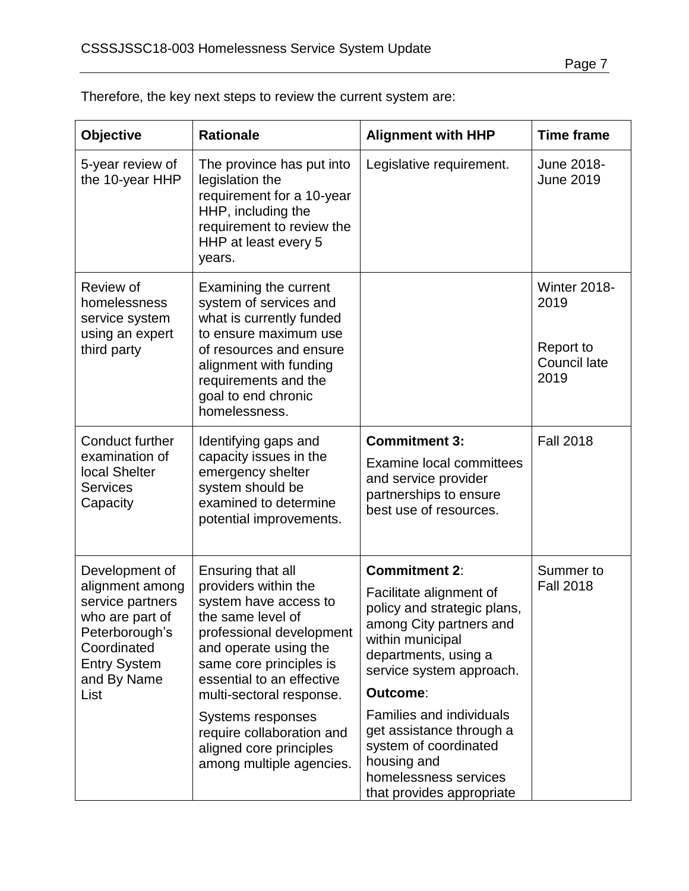Therefore, the key next steps to review the current system are:

| Objective | Rationale | Alignment with HHP | Time frame |
|---|---|---|---|
| 5-year review of the 10-year HHP | The province has put into legislation the requirement for a 10-year HHP, including the requirement to review the HHP at least every 5 years. | Legislative requirement. | June 2018-June 2019 |
| Review of homelessness service system using an expert third party | Examining the current system of services and what is currently funded to ensure maximum use of resources and ensure alignment with funding requirements and the goal to end chronic homelessness. | | Winter 2018-2019<br><br>Report to Council late 2019 |
| Conduct further examination of local Shelter Services Capacity | Identifying gaps and capacity issues in the emergency shelter system should be examined to determine potential improvements. | **Commitment 3:**<br>Examine local committees and service provider partnerships to ensure best use of resources. | Fall 2018 |
| Development of alignment among service partners who are part of Peterborough's Coordinated Entry System and By Name List | Ensuring that all providers within the system have access to the same level of professional development and operate using the same core principles is essential to an effective multi-sectoral response.<br>Systems responses require collaboration and aligned core principles among multiple agencies. | **Commitment 2**:<br>Facilitate alignment of policy and strategic plans, among City partners and within municipal departments, using a service system approach.<br>**Outcome**:<br>Families and individuals get assistance through a system of coordinated housing and homelessness services that provides appropriate | Summer to Fall 2018 |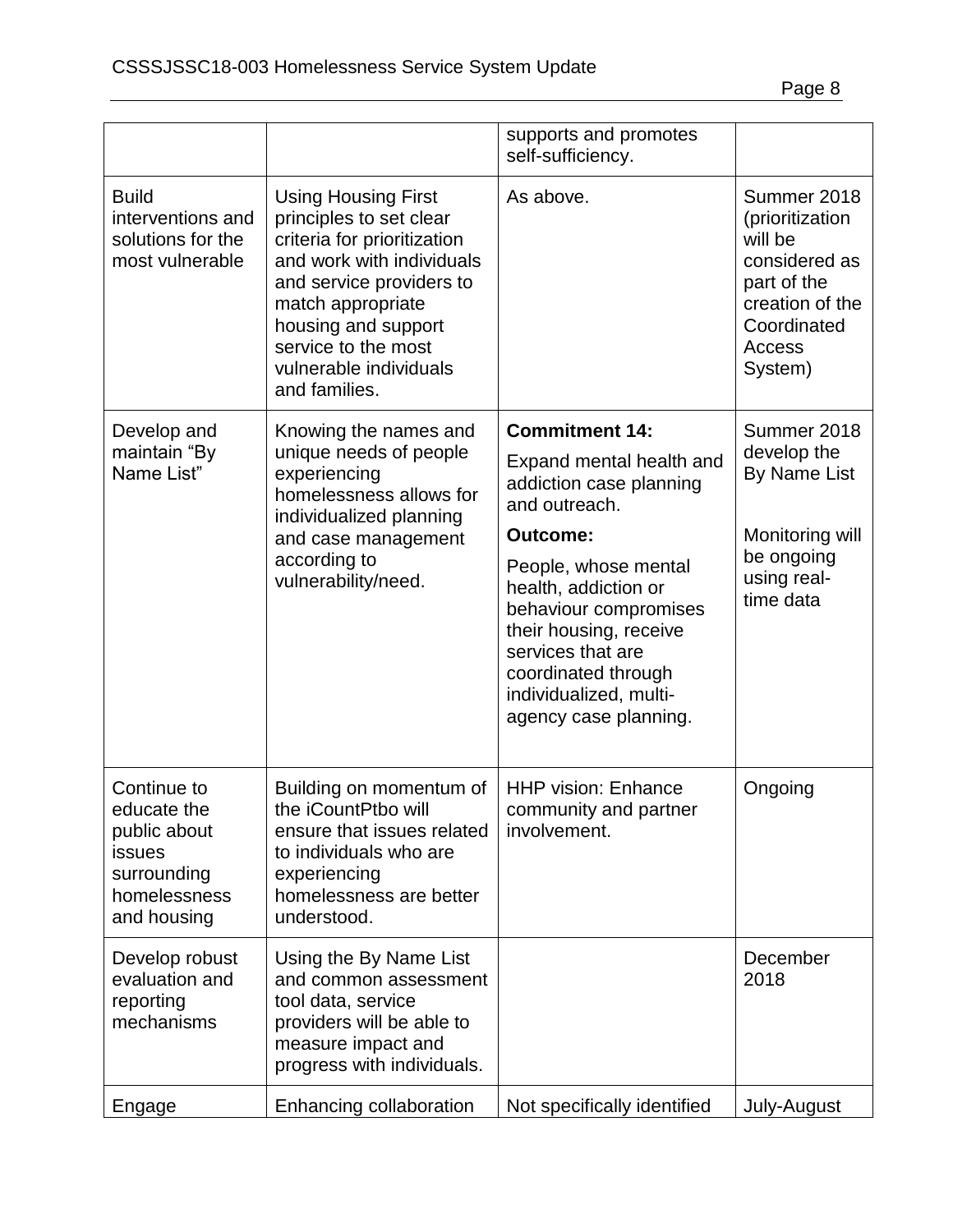| | | supports and promotes self-sufficiency. | |
|---|---|---|---|
| Build interventions and solutions for the most vulnerable | Using Housing First principles to set clear criteria for prioritization and work with individuals and service providers to match appropriate housing and support service to the most vulnerable individuals and families. | As above. | Summer 2018 (prioritization will be considered as part of the creation of the Coordinated Access System) |
| Develop and maintain "By Name List" | Knowing the names and unique needs of people experiencing homelessness allows for individualized planning and case management according to vulnerability/need. | **Commitment 14:** Expand mental health and addiction case planning and outreach. **Outcome:** People, whose mental health, addiction or behaviour compromises their housing, receive services that are coordinated through individualized, multi-agency case planning. | Summer 2018 develop the By Name List. Monitoring will be ongoing using real-time data |
| Continue to educate the public about issues surrounding homelessness and housing | Building on momentum of the iCountPtbo will ensure that issues related to individuals who are experiencing homelessness are better understood. | HHP vision: Enhance community and partner involvement. | Ongoing |
| Develop robust evaluation and reporting mechanisms | Using the By Name List and common assessment tool data, service providers will be able to measure impact and progress with individuals. | | December 2018 |
| Engage | Enhancing collaboration | Not specifically identified | July-August |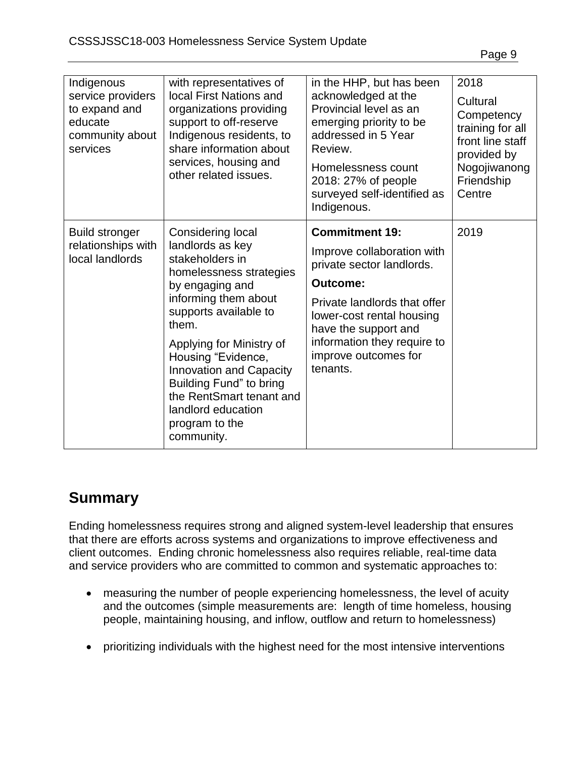| | | | |
|---|---|---|---|
| Indigenous service providers to expand and educate community about services | with representatives of local First Nations and organizations providing support to off-reserve Indigenous residents, to share information about services, housing and other related issues. | in the HHP, but has been acknowledged at the Provincial level as an emerging priority to be addressed in 5 Year Review.<br><br>Homelessness count 2018: 27% of people surveyed self-identified as Indigenous. | 2018<br><br>Cultural Competency training for all front line staff provided by Nogojiwanong Friendship Centre |
| Build stronger relationships with local landlords | Considering local landlords as key stakeholders in homelessness strategies by engaging and informing them about supports available to them.<br><br>Applying for Ministry of Housing "Evidence, Innovation and Capacity Building Fund" to bring the RentSmart tenant and landlord education program to the community. | **Commitment 19:**<br><br>Improve collaboration with private sector landlords.<br><br>**Outcome:**<br><br>Private landlords that offer lower-cost rental housing have the support and information they require to improve outcomes for tenants. | 2019 |

## Summary

Ending homelessness requires strong and aligned system-level leadership that ensures that there are efforts across systems and organizations to improve effectiveness and client outcomes. Ending chronic homelessness also requires reliable, real-time data and service providers who are committed to common and systematic approaches to:

- measuring the number of people experiencing homelessness, the level of acuity and the outcomes (simple measurements are: length of time homeless, housing people, maintaining housing, and inflow, outflow and return to homelessness)
- prioritizing individuals with the highest need for the most intensive interventions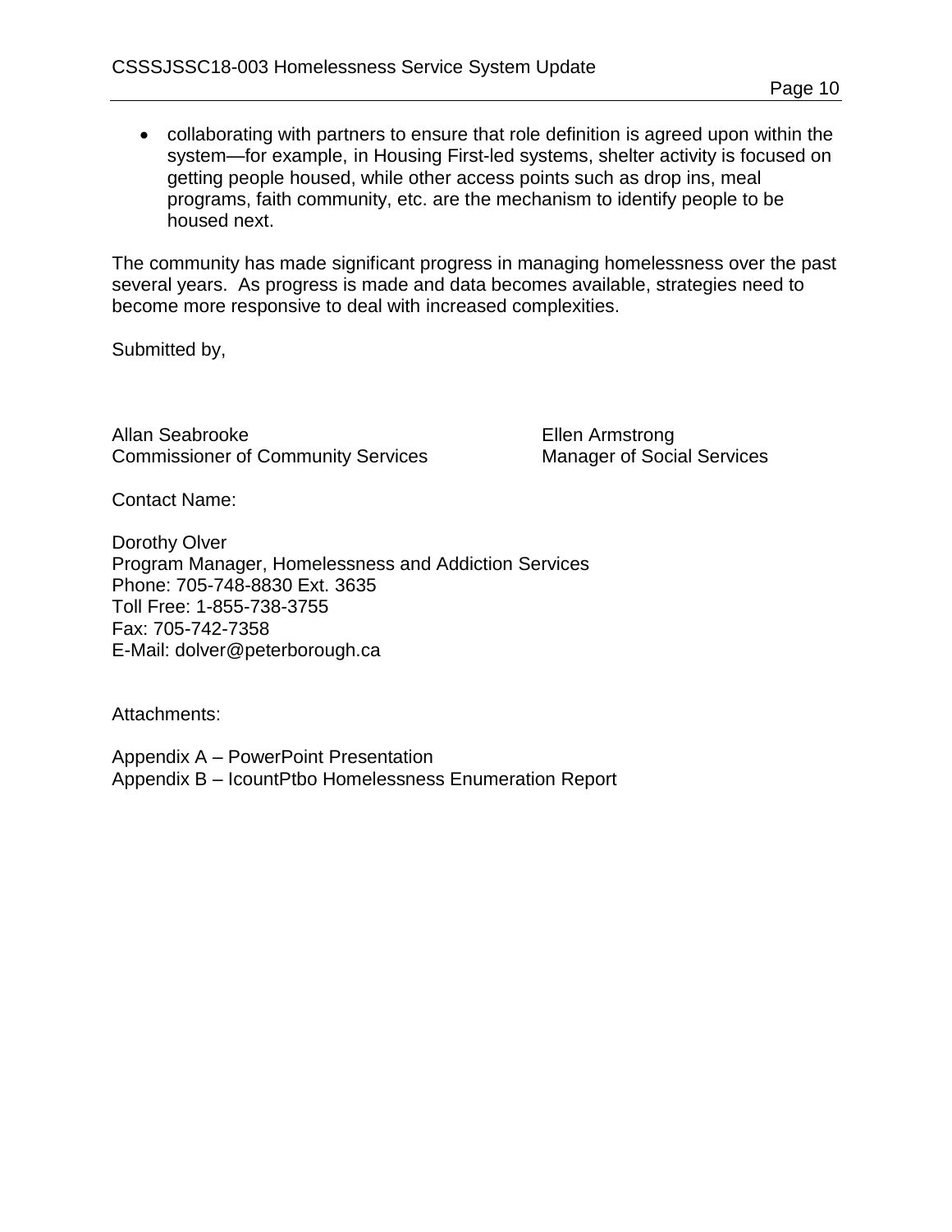- collaborating with partners to ensure that role definition is agreed upon within the system—for example, in Housing First-led systems, shelter activity is focused on getting people housed, while other access points such as drop ins, meal programs, faith community, etc. are the mechanism to identify people to be housed next.

The community has made significant progress in managing homelessness over the past several years. As progress is made and data becomes available, strategies need to become more responsive to deal with increased complexities.

Submitted by,

Allan Seabrooke
Commissioner of Community Services

Ellen Armstrong
Manager of Social Services

Contact Name:

Dorothy Olver
Program Manager, Homelessness and Addiction Services
Phone: 705-748-8830 Ext. 3635
Toll Free: 1-855-738-3755
Fax: 705-742-7358
E-Mail: dolver@peterborough.ca

Attachments:

Appendix A – PowerPoint Presentation
Appendix B – IcountPtbo Homelessness Enumeration Report